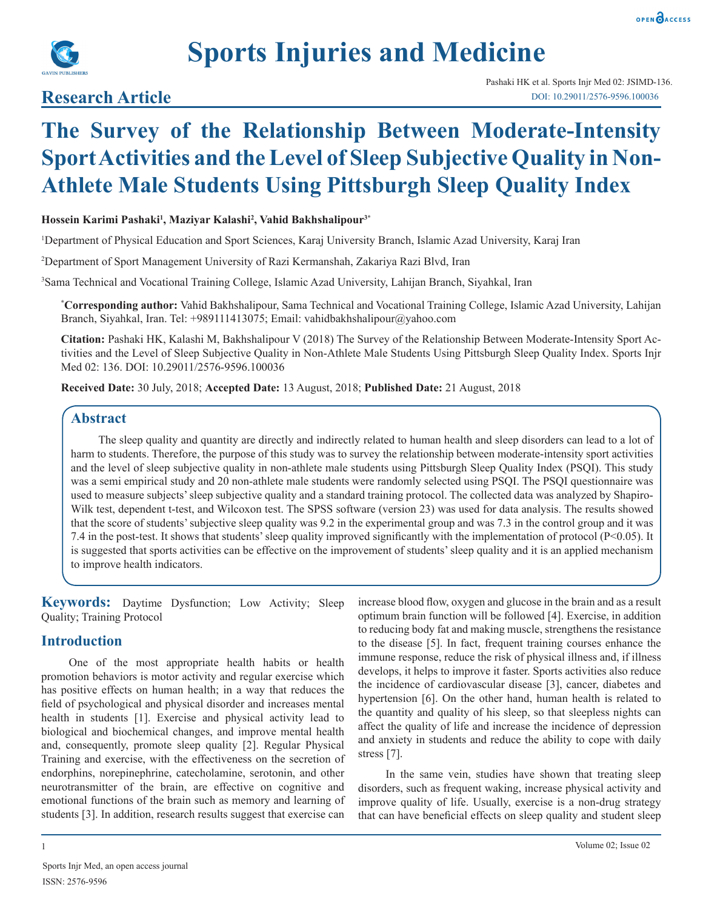# Sports Injuries and Medicine

## Research Article

# The Survey of the Relationship Between Moderate-Intensity Sport Activities and the Level of Sleep Subjective Quality in Non-Athlete Male Students Using Pittsburgh Sleep Quality Index

**Hossein Karimi Pashaki[1], Maziyar Kalashi[2], Vahid Bakhshalipour[3*]**

[1]Department of Physical Education and Sport Sciences, Karaj University Branch, Islamic Azad University, Karaj Iran

[2]Department of Sport Management University of Razi Kermanshah, Zakariya Razi Blvd, Iran

[3]Sama Technical and Vocational Training College, Islamic Azad University, Lahijan Branch, Siyahkal, Iran

**[*]Corresponding author:** Vahid Bakhshalipour, Sama Technical and Vocational Training College, Islamic Azad University, Lahijan Branch, Siyahkal, Iran. Tel: +989111413075; Email: vahidbakhshalipour@yahoo.com

**Citation:** Pashaki HK, Kalashi M, Bakhshalipour V (2018) The Survey of the Relationship Between Moderate-Intensity Sport Activities and the Level of Sleep Subjective Quality in Non-Athlete Male Students Using Pittsburgh Sleep Quality Index. Sports Injr Med 02: 136. DOI: 10.29011/2576-9596.100036

**Received Date:** 30 July, 2018; **Accepted Date:** 13 August, 2018; **Published Date:** 21 August, 2018

## Abstract

The sleep quality and quantity are directly and indirectly related to human health and sleep disorders can lead to a lot of harm to students. Therefore, the purpose of this study was to survey the relationship between moderate-intensity sport activities and the level of sleep subjective quality in non-athlete male students using Pittsburgh Sleep Quality Index (PSQI). This study was a semi empirical study and 20 non-athlete male students were randomly selected using PSQI. The PSQI questionnaire was used to measure subjects' sleep subjective quality and a standard training protocol. The collected data was analyzed by Shapiro-Wilk test, dependent t-test, and Wilcoxon test. The SPSS software (version 23) was used for data analysis. The results showed that the score of students' subjective sleep quality was 9.2 in the experimental group and was 7.3 in the control group and it was 7.4 in the post-test. It shows that students' sleep quality improved significantly with the implementation of protocol ($P<0.05$). It is suggested that sports activities can be effective on the improvement of students' sleep quality and it is an applied mechanism to improve health indicators.

**Keywords:** Daytime Dysfunction; Low Activity; Sleep Quality; Training Protocol

## Introduction

One of the most appropriate health habits or health promotion behaviors is motor activity and regular exercise which has positive effects on human health; in a way that reduces the field of psychological and physical disorder and increases mental health in students [1]. Exercise and physical activity lead to biological and biochemical changes, and improve mental health and, consequently, promote sleep quality [2]. Regular Physical Training and exercise, with the effectiveness on the secretion of endorphins, norepinephrine, catecholamine, serotonin, and other neurotransmitter of the brain, are effective on cognitive and emotional functions of the brain such as memory and learning of students [3]. In addition, research results suggest that exercise can increase blood flow, oxygen and glucose in the brain and as a result optimum brain function will be followed [4]. Exercise, in addition to reducing body fat and making muscle, strengthens the resistance to the disease [5]. In fact, frequent training courses enhance the immune response, reduce the risk of physical illness and, if illness develops, it helps to improve it faster. Sports activities also reduce the incidence of cardiovascular disease [3], cancer, diabetes and hypertension [6]. On the other hand, human health is related to the quantity and quality of his sleep, so that sleepless nights can affect the quality of life and increase the incidence of depression and anxiety in students and reduce the ability to cope with daily stress [7].

In the same vein, studies have shown that treating sleep disorders, such as frequent waking, increase physical activity and improve quality of life. Usually, exercise is a non-drug strategy that can have beneficial effects on sleep quality and student sleep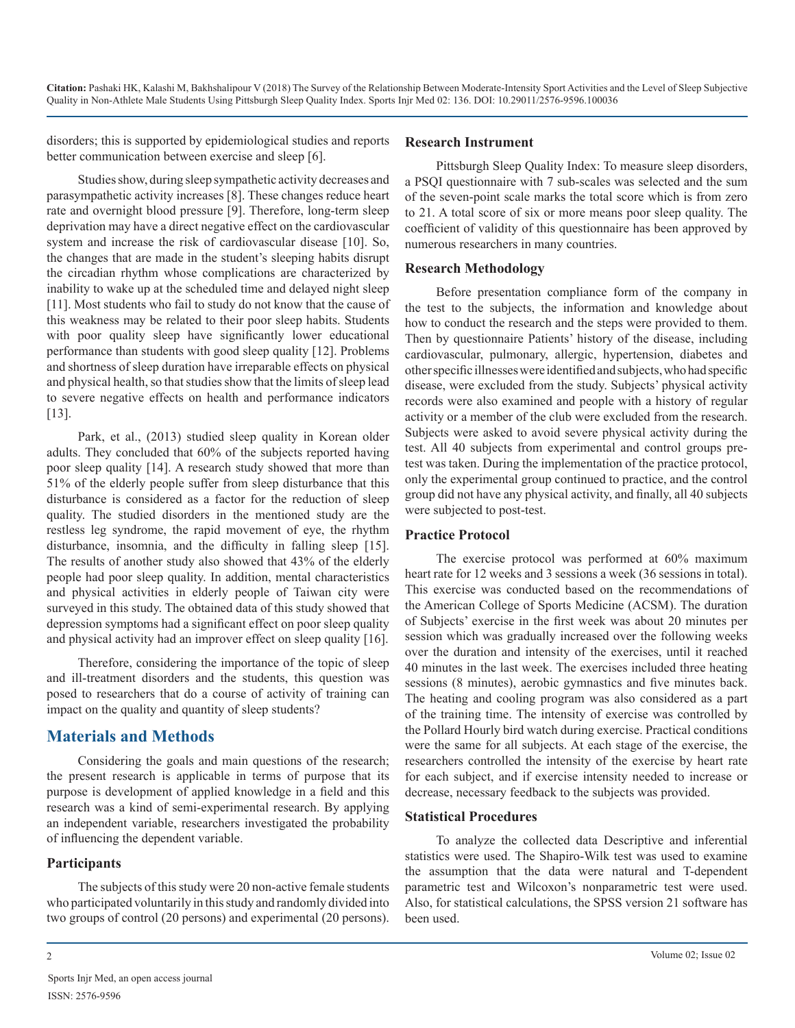disorders; this is supported by epidemiological studies and reports better communication between exercise and sleep [6].

Studies show, during sleep sympathetic activity decreases and parasympathetic activity increases [8]. These changes reduce heart rate and overnight blood pressure [9]. Therefore, long-term sleep deprivation may have a direct negative effect on the cardiovascular system and increase the risk of cardiovascular disease [10]. So, the changes that are made in the student's sleeping habits disrupt the circadian rhythm whose complications are characterized by inability to wake up at the scheduled time and delayed night sleep [11]. Most students who fail to study do not know that the cause of this weakness may be related to their poor sleep habits. Students with poor quality sleep have significantly lower educational performance than students with good sleep quality [12]. Problems and shortness of sleep duration have irreparable effects on physical and physical health, so that studies show that the limits of sleep lead to severe negative effects on health and performance indicators [13].

Park, et al., (2013) studied sleep quality in Korean older adults. They concluded that 60% of the subjects reported having poor sleep quality [14]. A research study showed that more than 51% of the elderly people suffer from sleep disturbance that this disturbance is considered as a factor for the reduction of sleep quality. The studied disorders in the mentioned study are the restless leg syndrome, the rapid movement of eye, the rhythm disturbance, insomnia, and the difficulty in falling sleep [15]. The results of another study also showed that 43% of the elderly people had poor sleep quality. In addition, mental characteristics and physical activities in elderly people of Taiwan city were surveyed in this study. The obtained data of this study showed that depression symptoms had a significant effect on poor sleep quality and physical activity had an improver effect on sleep quality [16].

Therefore, considering the importance of the topic of sleep and ill-treatment disorders and the students, this question was posed to researchers that do a course of activity of training can impact on the quality and quantity of sleep students?

## Materials and Methods

Considering the goals and main questions of the research; the present research is applicable in terms of purpose that its purpose is development of applied knowledge in a field and this research was a kind of semi-experimental research. By applying an independent variable, researchers investigated the probability of influencing the dependent variable.

### Participants

The subjects of this study were 20 non-active female students who participated voluntarily in this study and randomly divided into two groups of control (20 persons) and experimental (20 persons).

### Research Instrument

Pittsburgh Sleep Quality Index: To measure sleep disorders, a PSQI questionnaire with 7 sub-scales was selected and the sum of the seven-point scale marks the total score which is from zero to 21. A total score of six or more means poor sleep quality. The coefficient of validity of this questionnaire has been approved by numerous researchers in many countries.

### Research Methodology

Before presentation compliance form of the company in the test to the subjects, the information and knowledge about how to conduct the research and the steps were provided to them. Then by questionnaire Patients' history of the disease, including cardiovascular, pulmonary, allergic, hypertension, diabetes and other specific illnesses were identified and subjects, who had specific disease, were excluded from the study. Subjects' physical activity records were also examined and people with a history of regular activity or a member of the club were excluded from the research. Subjects were asked to avoid severe physical activity during the test. All 40 subjects from experimental and control groups pre-test was taken. During the implementation of the practice protocol, only the experimental group continued to practice, and the control group did not have any physical activity, and finally, all 40 subjects were subjected to post-test.

### Practice Protocol

The exercise protocol was performed at 60% maximum heart rate for 12 weeks and 3 sessions a week (36 sessions in total). This exercise was conducted based on the recommendations of the American College of Sports Medicine (ACSM). The duration of Subjects' exercise in the first week was about 20 minutes per session which was gradually increased over the following weeks over the duration and intensity of the exercises, until it reached 40 minutes in the last week. The exercises included three heating sessions (8 minutes), aerobic gymnastics and five minutes back. The heating and cooling program was also considered as a part of the training time. The intensity of exercise was controlled by the Pollard Hourly bird watch during exercise. Practical conditions were the same for all subjects. At each stage of the exercise, the researchers controlled the intensity of the exercise by heart rate for each subject, and if exercise intensity needed to increase or decrease, necessary feedback to the subjects was provided.

### Statistical Procedures

To analyze the collected data Descriptive and inferential statistics were used. The Shapiro-Wilk test was used to examine the assumption that the data were natural and T-dependent parametric test and Wilcoxon's nonparametric test were used. Also, for statistical calculations, the SPSS version 21 software has been used.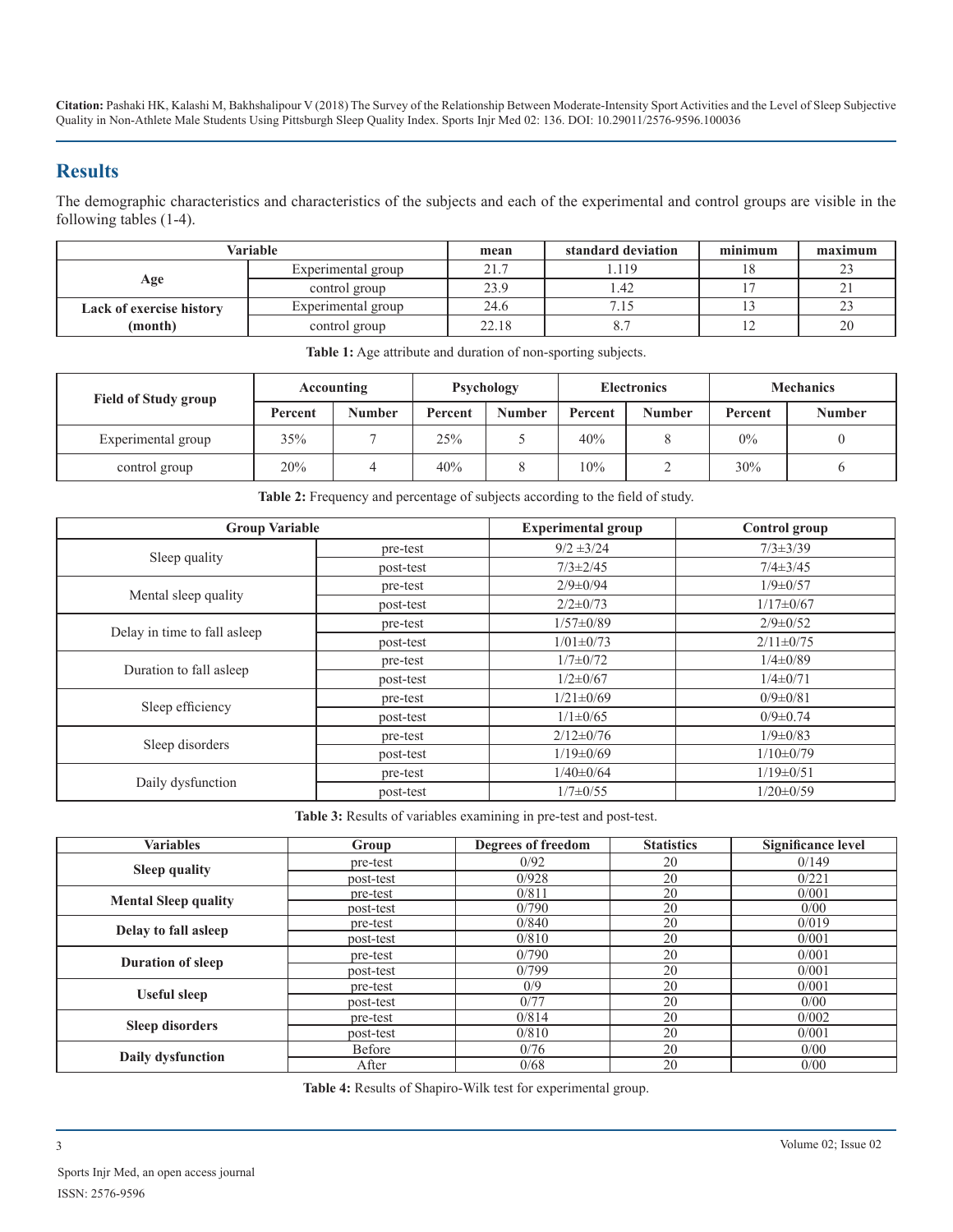## Results

The demographic characteristics and characteristics of the subjects and each of the experimental and control groups are visible in the following tables (1-4).

| Variable | | mean | standard deviation | minimum | maximum |
|---|---|---|---|---|---|
| **Age** | Experimental group | 21.7 | 1.119 | 18 | 23 |
| | control group | 23.9 | 1.42 | 17 | 21 |
| **Lack of exercise history (month)** | Experimental group | 24.6 | 7.15 | 13 | 23 |
| | control group | 22.18 | 8.7 | 12 | 20 |

**Table 1:** Age attribute and duration of non-sporting subjects.

| Field of Study group | Accounting | | Psychology | | Electronics | | Mechanics | |
|---|---|---|---|---|---|---|---|---|
| | **Percent** | **Number** | **Percent** | **Number** | **Percent** | **Number** | **Percent** | **Number** |
| Experimental group | 35% | 7 | 25% | 5 | 40% | 8 | 0% | 0 |
| control group | 20% | 4 | 40% | 8 | 10% | 2 | 30% | 6 |

**Table 2:** Frequency and percentage of subjects according to the field of study.

| Group Variable | | Experimental group | Control group |
|---|---|---|---|
| Sleep quality | pre-test | 9/2 ±3/24 | 7/3±3/39 |
| | post-test | 7/3±2/45 | 7/4±3/45 |
| Mental sleep quality | pre-test | 2/9±0/94 | 1/9±0/57 |
| | post-test | 2/2±0/73 | 1/17±0/67 |
| Delay in time to fall asleep | pre-test | 1/57±0/89 | 2/9±0/52 |
| | post-test | 1/01±0/73 | 2/11±0/75 |
| Duration to fall asleep | pre-test | 1/7±0/72 | 1/4±0/89 |
| | post-test | 1/2±0/67 | 1/4±0/71 |
| Sleep efficiency | pre-test | 1/21±0/69 | 0/9±0/81 |
| | post-test | 1/1±0/65 | 0/9±0.74 |
| Sleep disorders | pre-test | 2/12±0/76 | 1/9±0/83 |
| | post-test | 1/19±0/69 | 1/10±0/79 |
| Daily dysfunction | pre-test | 1/40±0/64 | 1/19±0/51 |
| | post-test | 1/7±0/55 | 1/20±0/59 |

**Table 3:** Results of variables examining in pre-test and post-test.

| Variables | Group | Degrees of freedom | Statistics | Significance level |
|---|---|---|---|---|
| **Sleep quality** | pre-test | 0/92 | 20 | 0/149 |
| | post-test | 0/928 | 20 | 0/221 |
| **Mental Sleep quality** | pre-test | 0/811 | 20 | 0/001 |
| | post-test | 0/790 | 20 | 0/00 |
| **Delay to fall asleep** | pre-test | 0/840 | 20 | 0/019 |
| | post-test | 0/810 | 20 | 0/001 |
| **Duration of sleep** | pre-test | 0/790 | 20 | 0/001 |
| | post-test | 0/799 | 20 | 0/001 |
| **Useful sleep** | pre-test | 0/9 | 20 | 0/001 |
| | post-test | 0/77 | 20 | 0/00 |
| **Sleep disorders** | pre-test | 0/814 | 20 | 0/002 |
| | post-test | 0/810 | 20 | 0/001 |
| **Daily dysfunction** | Before | 0/76 | 20 | 0/00 |
| | After | 0/68 | 20 | 0/00 |

**Table 4:** Results of Shapiro-Wilk test for experimental group.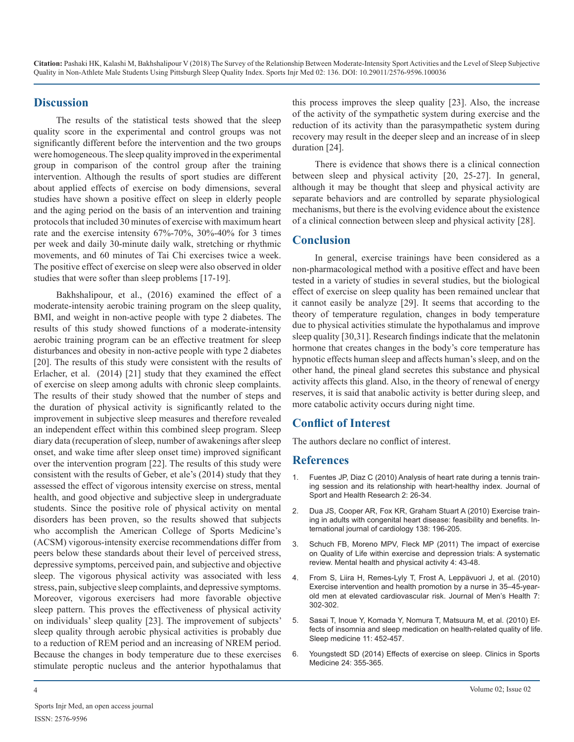## Discussion

The results of the statistical tests showed that the sleep quality score in the experimental and control groups was not significantly different before the intervention and the two groups were homogeneous. The sleep quality improved in the experimental group in comparison of the control group after the training intervention. Although the results of sport studies are different about applied effects of exercise on body dimensions, several studies have shown a positive effect on sleep in elderly people and the aging period on the basis of an intervention and training protocols that included 30 minutes of exercise with maximum heart rate and the exercise intensity 67%-70%, 30%-40% for 3 times per week and daily 30-minute daily walk, stretching or rhythmic movements, and 60 minutes of Tai Chi exercises twice a week. The positive effect of exercise on sleep were also observed in older studies that were softer than sleep problems [17-19].

Bakhshalipour, et al., (2016) examined the effect of a moderate-intensity aerobic training program on the sleep quality, BMI, and weight in non-active people with type 2 diabetes. The results of this study showed functions of a moderate-intensity aerobic training program can be an effective treatment for sleep disturbances and obesity in non-active people with type 2 diabetes [20]. The results of this study were consistent with the results of Erlacher, et al. (2014) [21] study that they examined the effect of exercise on sleep among adults with chronic sleep complaints. The results of their study showed that the number of steps and the duration of physical activity is significantly related to the improvement in subjective sleep measures and therefore revealed an independent effect within this combined sleep program. Sleep diary data (recuperation of sleep, number of awakenings after sleep onset, and wake time after sleep onset time) improved significant over the intervention program [22]. The results of this study were consistent with the results of Geber, et ale's (2014) study that they assessed the effect of vigorous intensity exercise on stress, mental health, and good objective and subjective sleep in undergraduate students. Since the positive role of physical activity on mental disorders has been proven, so the results showed that subjects who accomplish the American College of Sports Medicine's (ACSM) vigorous-intensity exercise recommendations differ from peers below these standards about their level of perceived stress, depressive symptoms, perceived pain, and subjective and objective sleep. The vigorous physical activity was associated with less stress, pain, subjective sleep complaints, and depressive symptoms. Moreover, vigorous exercisers had more favorable objective sleep pattern. This proves the effectiveness of physical activity on individuals' sleep quality [23]. The improvement of subjects' sleep quality through aerobic physical activities is probably due to a reduction of REM period and an increasing of NREM period. Because the changes in body temperature due to these exercises stimulate peroptic nucleus and the anterior hypothalamus that this process improves the sleep quality [23]. Also, the increase of the activity of the sympathetic system during exercise and the reduction of its activity than the parasympathetic system during recovery may result in the deeper sleep and an increase of in sleep duration [24].

There is evidence that shows there is a clinical connection between sleep and physical activity [20, 25-27]. In general, although it may be thought that sleep and physical activity are separate behaviors and are controlled by separate physiological mechanisms, but there is the evolving evidence about the existence of a clinical connection between sleep and physical activity [28].

## Conclusion

In general, exercise trainings have been considered as a non-pharmacological method with a positive effect and have been tested in a variety of studies in several studies, but the biological effect of exercise on sleep quality has been remained unclear that it cannot easily be analyze [29]. It seems that according to the theory of temperature regulation, changes in body temperature due to physical activities stimulate the hypothalamus and improve sleep quality [30,31]. Research findings indicate that the melatonin hormone that creates changes in the body's core temperature has hypnotic effects human sleep and affects human's sleep, and on the other hand, the pineal gland secretes this substance and physical activity affects this gland. Also, in the theory of renewal of energy reserves, it is said that anabolic activity is better during sleep, and more catabolic activity occurs during night time.

## Conflict of Interest

The authors declare no conflict of interest.

## References

1. Fuentes JP, Diaz C (2010) Analysis of heart rate during a tennis training session and its relationship with heart-healthy index. Journal of Sport and Health Research 2: 26-34.
2. Dua JS, Cooper AR, Fox KR, Graham Stuart A (2010) Exercise training in adults with congenital heart disease: feasibility and benefits. International journal of cardiology 138: 196-205.
3. Schuch FB, Moreno MPV, Fleck MP (2011) The impact of exercise on Quality of Life within exercise and depression trials: A systematic review. Mental health and physical activity 4: 43-48.
4. From S, Liira H, Remes-Lyly T, Frost A, Leppävuori J, et al. (2010) Exercise intervention and health promotion by a nurse in 35–45-year-old men at elevated cardiovascular risk. Journal of Men's Health 7: 302-302.
5. Sasai T, Inoue Y, Komada Y, Nomura T, Matsuura M, et al. (2010) Effects of insomnia and sleep medication on health-related quality of life. Sleep medicine 11: 452-457.
6. Youngstedt SD (2014) Effects of exercise on sleep. Clinics in Sports Medicine 24: 355-365.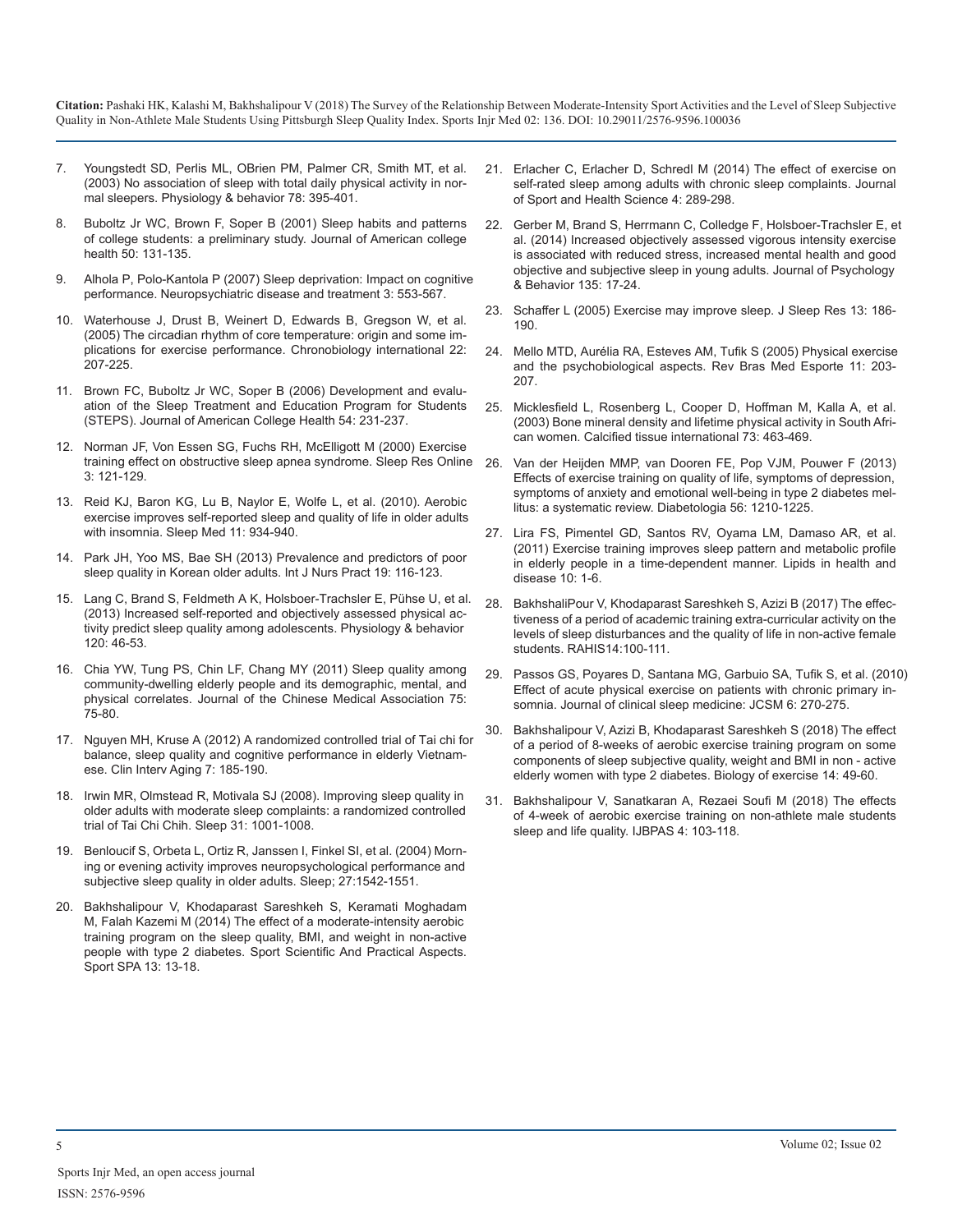7. Youngstedt SD, Perlis ML, OBrien PM, Palmer CR, Smith MT, et al. (2003) No association of sleep with total daily physical activity in normal sleepers. Physiology & behavior 78: 395-401.

8. Buboltz Jr WC, Brown F, Soper B (2001) Sleep habits and patterns of college students: a preliminary study. Journal of American college health 50: 131-135.

9. Alhola P, Polo-Kantola P (2007) Sleep deprivation: Impact on cognitive performance. Neuropsychiatric disease and treatment 3: 553-567.

10. Waterhouse J, Drust B, Weinert D, Edwards B, Gregson W, et al. (2005) The circadian rhythm of core temperature: origin and some implications for exercise performance. Chronobiology international 22: 207-225.

11. Brown FC, Buboltz Jr WC, Soper B (2006) Development and evaluation of the Sleep Treatment and Education Program for Students (STEPS). Journal of American College Health 54: 231-237.

12. Norman JF, Von Essen SG, Fuchs RH, McElligott M (2000) Exercise training effect on obstructive sleep apnea syndrome. Sleep Res Online 3: 121-129.

13. Reid KJ, Baron KG, Lu B, Naylor E, Wolfe L, et al. (2010). Aerobic exercise improves self-reported sleep and quality of life in older adults with insomnia. Sleep Med 11: 934-940.

14. Park JH, Yoo MS, Bae SH (2013) Prevalence and predictors of poor sleep quality in Korean older adults. Int J Nurs Pract 19: 116-123.

15. Lang C, Brand S, Feldmeth A K, Holsboer-Trachsler E, Pühse U, et al. (2013) Increased self-reported and objectively assessed physical activity predict sleep quality among adolescents. Physiology & behavior 120: 46-53.

16. Chia YW, Tung PS, Chin LF, Chang MY (2011) Sleep quality among community-dwelling elderly people and its demographic, mental, and physical correlates. Journal of the Chinese Medical Association 75: 75-80.

17. Nguyen MH, Kruse A (2012) A randomized controlled trial of Tai chi for balance, sleep quality and cognitive performance in elderly Vietnamese. Clin Interv Aging 7: 185-190.

18. Irwin MR, Olmstead R, Motivala SJ (2008). Improving sleep quality in older adults with moderate sleep complaints: a randomized controlled trial of Tai Chi Chih. Sleep 31: 1001-1008.

19. Benloucif S, Orbeta L, Ortiz R, Janssen I, Finkel SI, et al. (2004) Morning or evening activity improves neuropsychological performance and subjective sleep quality in older adults. Sleep; 27:1542-1551.

20. Bakhshalipour V, Khodaparast Sareshkeh S, Keramati Moghadam M, Falah Kazemi M (2014) The effect of a moderate-intensity aerobic training program on the sleep quality, BMI, and weight in non-active people with type 2 diabetes. Sport Scientific And Practical Aspects. Sport SPA 13: 13-18.

21. Erlacher C, Erlacher D, Schredl M (2014) The effect of exercise on self-rated sleep among adults with chronic sleep complaints. Journal of Sport and Health Science 4: 289-298.

22. Gerber M, Brand S, Herrmann C, Colledge F, Holsboer-Trachsler E, et al. (2014) Increased objectively assessed vigorous intensity exercise is associated with reduced stress, increased mental health and good objective and subjective sleep in young adults. Journal of Psychology & Behavior 135: 17-24.

23. Schaffer L (2005) Exercise may improve sleep. J Sleep Res 13: 186-190.

24. Mello MTD, Aurélia RA, Esteves AM, Tufik S (2005) Physical exercise and the psychobiological aspects. Rev Bras Med Esporte 11: 203-207.

25. Micklesfield L, Rosenberg L, Cooper D, Hoffman M, Kalla A, et al. (2003) Bone mineral density and lifetime physical activity in South African women. Calcified tissue international 73: 463-469.

26. Van der Heijden MMP, van Dooren FE, Pop VJM, Pouwer F (2013) Effects of exercise training on quality of life, symptoms of depression, symptoms of anxiety and emotional well-being in type 2 diabetes mellitus: a systematic review. Diabetologia 56: 1210-1225.

27. Lira FS, Pimentel GD, Santos RV, Oyama LM, Damaso AR, et al. (2011) Exercise training improves sleep pattern and metabolic profile in elderly people in a time-dependent manner. Lipids in health and disease 10: 1-6.

28. BakhshaliPour V, Khodaparast Sareshkeh S, Azizi B (2017) The effectiveness of a period of academic training extra-curricular activity on the levels of sleep disturbances and the quality of life in non-active female students. RAHIS14:100-111.

29. Passos GS, Poyares D, Santana MG, Garbuio SA, Tufik S, et al. (2010) Effect of acute physical exercise on patients with chronic primary insomnia. Journal of clinical sleep medicine: JCSM 6: 270-275.

30. Bakhshalipour V, Azizi B, Khodaparast Sareshkeh S (2018) The effect of a period of 8-weeks of aerobic exercise training program on some components of sleep subjective quality, weight and BMI in non - active elderly women with type 2 diabetes. Biology of exercise 14: 49-60.

31. Bakhshalipour V, Sanatkaran A, Rezaei Soufi M (2018) The effects of 4-week of aerobic exercise training on non-athlete male students sleep and life quality. IJBPAS 4: 103-118.